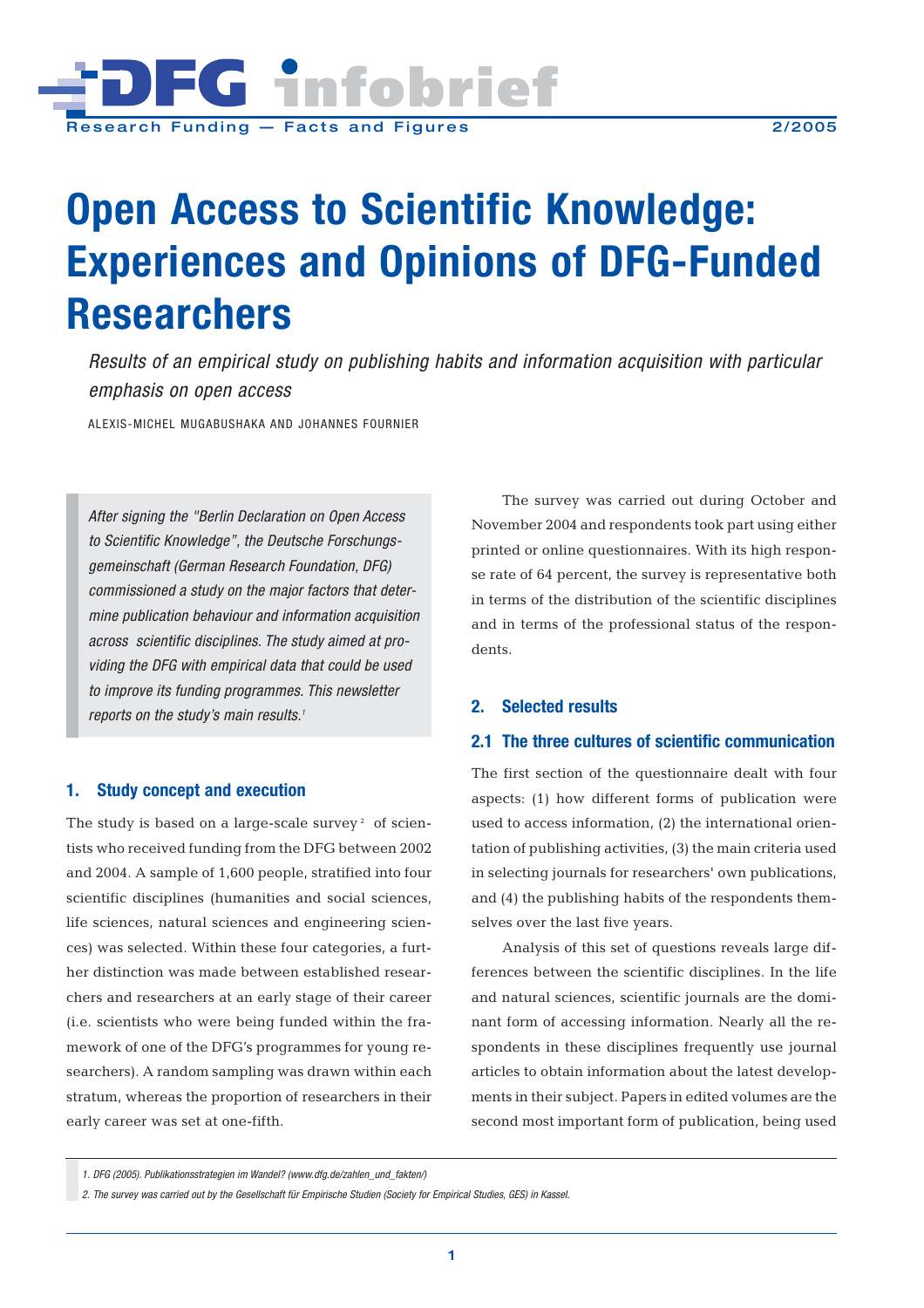# Open Access to Scientific Knowledge: Experiences and Opinions of DFG-Funded Researchers

*Results of an empirical study on publishing habits and information acquisition with particular emphasis on open access*

ALEXIS-MICHEL MUGABUSHAKA AND JOHANNES FOURNIER

*After signing the "Berlin Declaration on Open Access to Scientific Knowledge", the Deutsche Forschungsgemeinschaft (German Research Foundation, DFG) commissioned a study on the major factors that determine publication behaviour and information acquisition across scientific disciplines. The study aimed at providing the DFG with empirical data that could be used to improve its funding programmes. This newsletter reports on the study's main results.[1]*

## 1. Study concept and execution

The study is based on a large-scale survey[2] of scientists who received funding from the DFG between 2002 and 2004. A sample of 1,600 people, stratified into four scientific disciplines (humanities and social sciences, life sciences, natural sciences and engineering sciences) was selected. Within these four categories, a further distinction was made between established researchers and researchers at an early stage of their career (i.e. scientists who were being funded within the framework of one of the DFG's programmes for young researchers). A random sampling was drawn within each stratum, whereas the proportion of researchers in their early career was set at one-fifth.

The survey was carried out during October and November 2004 and respondents took part using either printed or online questionnaires. With its high response rate of 64 percent, the survey is representative both in terms of the distribution of the scientific disciplines and in terms of the professional status of the respondents.

## 2. Selected results

### 2.1 The three cultures of scientific communication

The first section of the questionnaire dealt with four aspects: (1) how different forms of publication were used to access information, (2) the international orientation of publishing activities, (3) the main criteria used in selecting journals for researchers' own publications, and (4) the publishing habits of the respondents themselves over the last five years.

Analysis of this set of questions reveals large differences between the scientific disciplines. In the life and natural sciences, scientific journals are the dominant form of accessing information. Nearly all the respondents in these disciplines frequently use journal articles to obtain information about the latest developments in their subject. Papers in edited volumes are the second most important form of publication, being used

1. DFG (2005). Publikationsstrategien im Wandel? (www.dfg.de/zahlen_und_fakten/)

2. The survey was carried out by the Gesellschaft für Empirische Studien (Society for Empirical Studies, GES) in Kassel.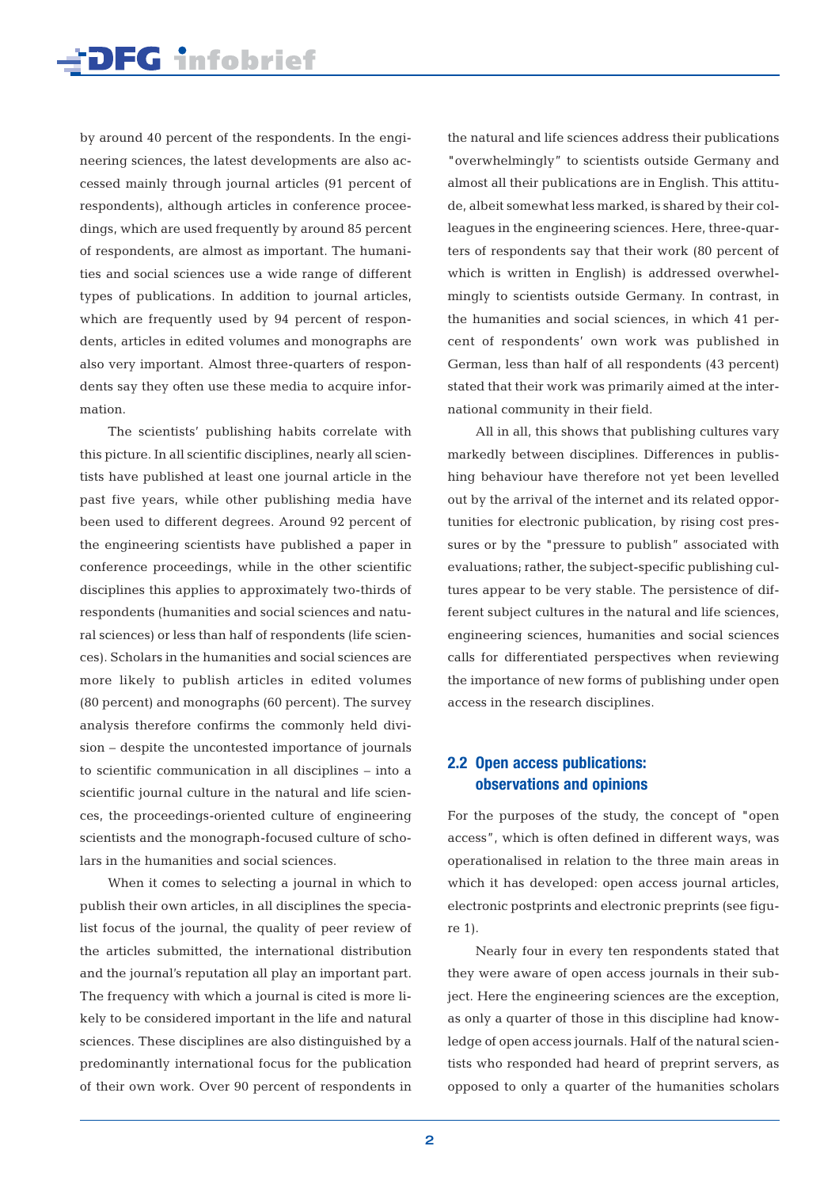by around 40 percent of the respondents. In the engineering sciences, the latest developments are also accessed mainly through journal articles (91 percent of respondents), although articles in conference proceedings, which are used frequently by around 85 percent of respondents, are almost as important. The humanities and social sciences use a wide range of different types of publications. In addition to journal articles, which are frequently used by 94 percent of respondents, articles in edited volumes and monographs are also very important. Almost three-quarters of respondents say they often use these media to acquire information.

The scientists' publishing habits correlate with this picture. In all scientific disciplines, nearly all scientists have published at least one journal article in the past five years, while other publishing media have been used to different degrees. Around 92 percent of the engineering scientists have published a paper in conference proceedings, while in the other scientific disciplines this applies to approximately two-thirds of respondents (humanities and social sciences and natural sciences) or less than half of respondents (life sciences). Scholars in the humanities and social sciences are more likely to publish articles in edited volumes (80 percent) and monographs (60 percent). The survey analysis therefore confirms the commonly held division – despite the uncontested importance of journals to scientific communication in all disciplines – into a scientific journal culture in the natural and life sciences, the proceedings-oriented culture of engineering scientists and the monograph-focused culture of scholars in the humanities and social sciences.

When it comes to selecting a journal in which to publish their own articles, in all disciplines the specialist focus of the journal, the quality of peer review of the articles submitted, the international distribution and the journal's reputation all play an important part. The frequency with which a journal is cited is more likely to be considered important in the life and natural sciences. These disciplines are also distinguished by a predominantly international focus for the publication of their own work. Over 90 percent of respondents in the natural and life sciences address their publications "overwhelmingly" to scientists outside Germany and almost all their publications are in English. This attitude, albeit somewhat less marked, is shared by their colleagues in the engineering sciences. Here, three-quarters of respondents say that their work (80 percent of which is written in English) is addressed overwhelmingly to scientists outside Germany. In contrast, in the humanities and social sciences, in which 41 percent of respondents' own work was published in German, less than half of all respondents (43 percent) stated that their work was primarily aimed at the international community in their field.

All in all, this shows that publishing cultures vary markedly between disciplines. Differences in publishing behaviour have therefore not yet been levelled out by the arrival of the internet and its related opportunities for electronic publication, by rising cost pressures or by the "pressure to publish" associated with evaluations; rather, the subject-specific publishing cultures appear to be very stable. The persistence of different subject cultures in the natural and life sciences, engineering sciences, humanities and social sciences calls for differentiated perspectives when reviewing the importance of new forms of publishing under open access in the research disciplines.

## 2.2 Open access publications: observations and opinions

For the purposes of the study, the concept of "open access", which is often defined in different ways, was operationalised in relation to the three main areas in which it has developed: open access journal articles, electronic postprints and electronic preprints (see figure 1).

Nearly four in every ten respondents stated that they were aware of open access journals in their subject. Here the engineering sciences are the exception, as only a quarter of those in this discipline had knowledge of open access journals. Half of the natural scientists who responded had heard of preprint servers, as opposed to only a quarter of the humanities scholars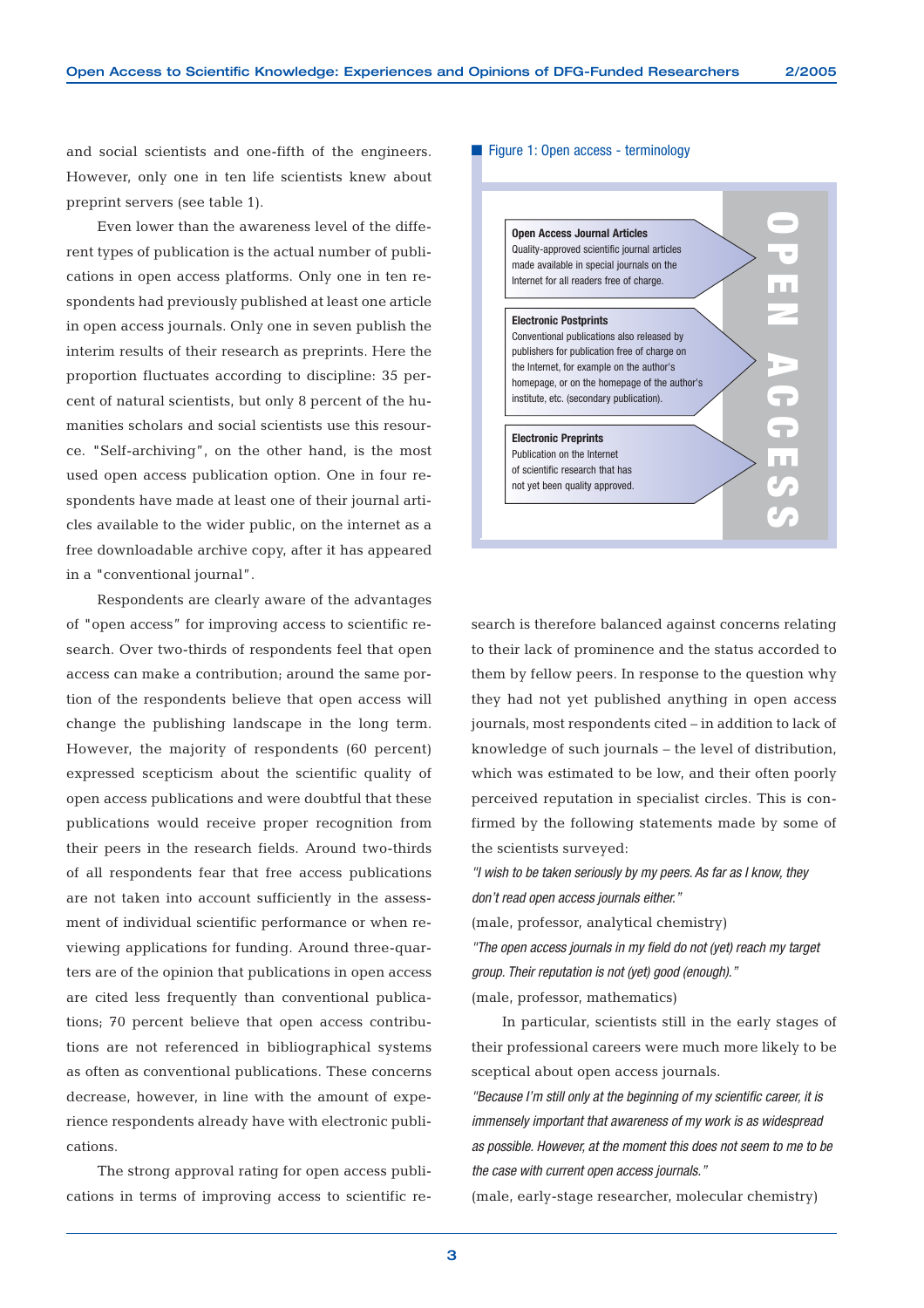and social scientists and one-fifth of the engineers. However, only one in ten life scientists knew about preprint servers (see table 1).

Even lower than the awareness level of the different types of publication is the actual number of publications in open access platforms. Only one in ten respondents had previously published at least one article in open access journals. Only one in seven publish the interim results of their research as preprints. Here the proportion fluctuates according to discipline: 35 percent of natural scientists, but only 8 percent of the humanities scholars and social scientists use this resource. "Self-archiving", on the other hand, is the most used open access publication option. One in four respondents have made at least one of their journal articles available to the wider public, on the internet as a free downloadable archive copy, after it has appeared in a "conventional journal".

Respondents are clearly aware of the advantages of "open access" for improving access to scientific research. Over two-thirds of respondents feel that open access can make a contribution; around the same portion of the respondents believe that open access will change the publishing landscape in the long term. However, the majority of respondents (60 percent) expressed scepticism about the scientific quality of open access publications and were doubtful that these publications would receive proper recognition from their peers in the research fields. Around two-thirds of all respondents fear that free access publications are not taken into account sufficiently in the assessment of individual scientific performance or when reviewing applications for funding. Around three-quarters are of the opinion that publications in open access are cited less frequently than conventional publications; 70 percent believe that open access contributions are not referenced in bibliographical systems as often as conventional publications. These concerns decrease, however, in line with the amount of experience respondents already have with electronic publications.

The strong approval rating for open access publications in terms of improving access to scientific research is therefore balanced against concerns relating to their lack of prominence and the status accorded to them by fellow peers. In response to the question why they had not yet published anything in open access journals, most respondents cited – in addition to lack of knowledge of such journals – the level of distribution, which was estimated to be low, and their often poorly perceived reputation in specialist circles. This is confirmed by the following statements made by some of the scientists surveyed:

*"I wish to be taken seriously by my peers. As far as I know, they don't read open access journals either."*

(male, professor, analytical chemistry)

*"The open access journals in my field do not (yet) reach my target group. Their reputation is not (yet) good (enough)."*

(male, professor, mathematics)

In particular, scientists still in the early stages of their professional careers were much more likely to be sceptical about open access journals.

*"Because I'm still only at the beginning of my scientific career, it is immensely important that awareness of my work is as widespread as possible. However, at the moment this does not seem to me to be the case with current open access journals."*

(male, early-stage researcher, molecular chemistry)

**Figure 1: Open access - terminology**

**OPEN ACCESS**

**Open Access Journal Articles**
Quality-approved scientific journal articles made available in special journals on the Internet for all readers free of charge.

**Electronic Postprints**
Conventional publications also released by publishers for publication free of charge on the Internet, for example on the author's homepage, or on the homepage of the author's institute, etc. (secondary publication).

**Electronic Preprints**
Publication on the Internet of scientific research that has not yet been quality approved.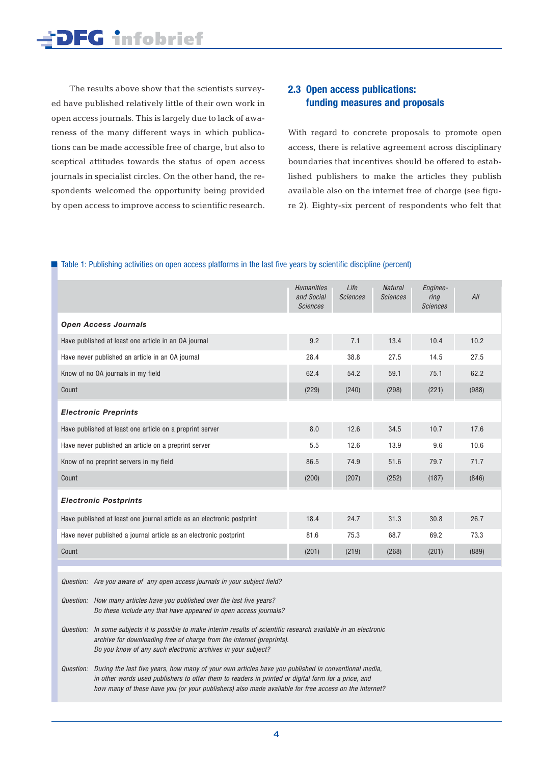The results above show that the scientists surveyed have published relatively little of their own work in open access journals. This is largely due to lack of awareness of the many different ways in which publications can be made accessible free of charge, but also to sceptical attitudes towards the status of open access journals in specialist circles. On the other hand, the respondents welcomed the opportunity being provided by open access to improve access to scientific research.

## 2.3 Open access publications: funding measures and proposals

With regard to concrete proposals to promote open access, there is relative agreement across disciplinary boundaries that incentives should be offered to established publishers to make the articles they publish available also on the internet free of charge (see figure 2). Eighty-six percent of respondents who felt that

Table 1: Publishing activities on open access platforms in the last five years by scientific discipline (percent)

| | *Humanities and Social Sciences* | *Life Sciences* | *Natural Sciences* | *Engineering Sciences* | *All* |
|---|---|---|---|---|---|
| ***Open Access Journals*** | | | | | |
| Have published at least one article in an OA journal | 9.2 | 7.1 | 13.4 | 10.4 | 10.2 |
| Have never published an article in an OA journal | 28.4 | 38.8 | 27.5 | 14.5 | 27.5 |
| Know of no OA journals in my field | 62.4 | 54.2 | 59.1 | 75.1 | 62.2 |
| Count | (229) | (240) | (298) | (221) | (988) |
| ***Electronic Preprints*** | | | | | |
| Have published at least one article on a preprint server | 8.0 | 12.6 | 34.5 | 10.7 | 17.6 |
| Have never published an article on a preprint server | 5.5 | 12.6 | 13.9 | 9.6 | 10.6 |
| Know of no preprint servers in my field | 86.5 | 74.9 | 51.6 | 79.7 | 71.7 |
| Count | (200) | (207) | (252) | (187) | (846) |
| ***Electronic Postprints*** | | | | | |
| Have published at least one journal article as an electronic postprint | 18.4 | 24.7 | 31.3 | 30.8 | 26.7 |
| Have never published a journal article as an electronic postprint | 81.6 | 75.3 | 68.7 | 69.2 | 73.3 |
| Count | (201) | (219) | (268) | (201) | (889) |

*Question: Are you aware of any open access journals in your subject field?*

*Question: How many articles have you published over the last five years? Do these include any that have appeared in open access journals?*

*Question: In some subjects it is possible to make interim results of scientific research available in an electronic archive for downloading free of charge from the internet (preprints). Do you know of any such electronic archives in your subject?*

*Question: During the last five years, how many of your own articles have you published in conventional media, in other words used publishers to offer them to readers in printed or digital form for a price, and how many of these have you (or your publishers) also made available for free access on the internet?*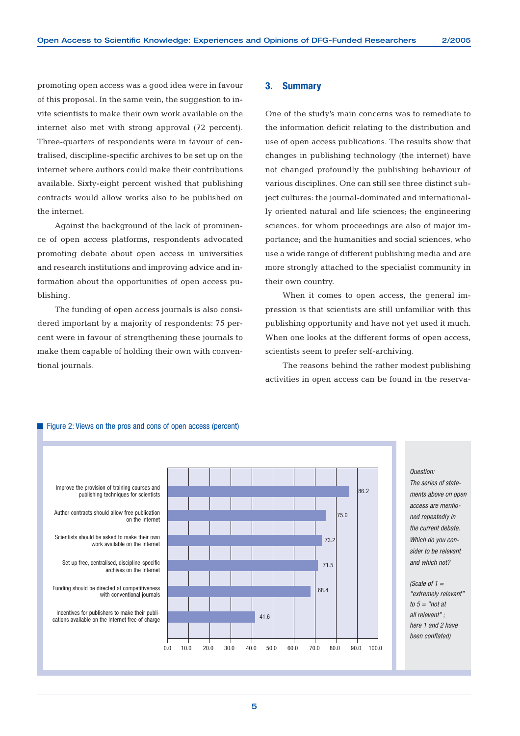promoting open access was a good idea were in favour of this proposal. In the same vein, the suggestion to invite scientists to make their own work available on the internet also met with strong approval (72 percent). Three-quarters of respondents were in favour of centralised, discipline-specific archives to be set up on the internet where authors could make their contributions available. Sixty-eight percent wished that publishing contracts would allow works also to be published on the internet.

Against the background of the lack of prominence of open access platforms, respondents advocated promoting debate about open access in universities and research institutions and improving advice and information about the opportunities of open access publishing.

The funding of open access journals is also considered important by a majority of respondents: 75 percent were in favour of strengthening these journals to make them capable of holding their own with conventional journals.

## 3. Summary

One of the study's main concerns was to remediate to the information deficit relating to the distribution and use of open access publications. The results show that changes in publishing technology (the internet) have not changed profoundly the publishing behaviour of various disciplines. One can still see three distinct subject cultures: the journal-dominated and internationally oriented natural and life sciences; the engineering sciences, for whom proceedings are also of major importance; and the humanities and social sciences, who use a wide range of different publishing media and are more strongly attached to the specialist community in their own country.

When it comes to open access, the general impression is that scientists are still unfamiliar with this publishing opportunity and have not yet used it much. When one looks at the different forms of open access, scientists seem to prefer self-archiving.

The reasons behind the rather modest publishing activities in open access can be found in the reserva-

Figure 2: Views on the pros and cons of open access (percent)

| Statement | Percent |
|---|---|
| Improve the provision of training courses and publishing techniques for scientists | 86.2 |
| Author contracts should allow free publication on the Internet | 75.0 |
| Scientists should be asked to make their own work available on the Internet | 73.2 |
| Set up free, centralised, discipline-specific archives on the Internet | 71.5 |
| Funding should be directed at competitiveness with conventional journals | 68.4 |
| Incentives for publishers to make their publications available on the Internet free of charge | 41.6 |

*Question: The series of statements above on open access are mentioned repeatedly in the current debate. Which do you consider to be relevant and which not?*

*(Scale of 1 = "extremely relevant" to 5 = "not at all relevant"; here 1 and 2 have been conflated)*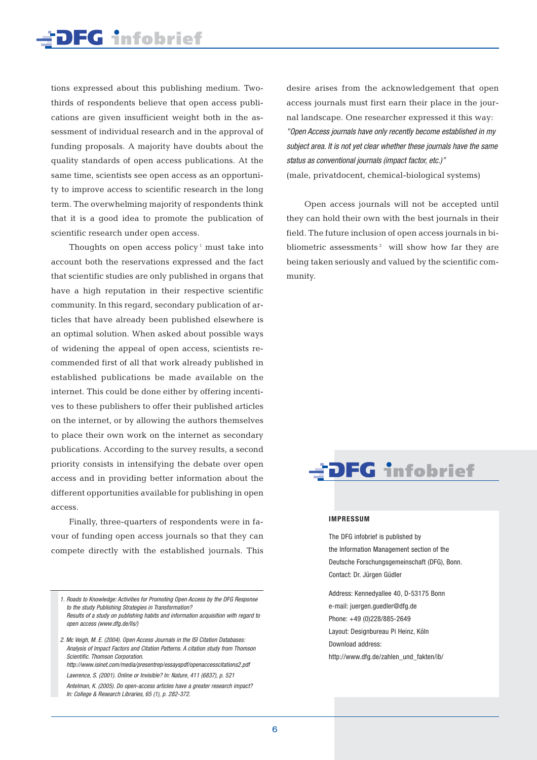tions expressed about this publishing medium. Two-thirds of respondents believe that open access publications are given insufficient weight both in the assessment of individual research and in the approval of funding proposals. A majority have doubts about the quality standards of open access publications. At the same time, scientists see open access as an opportunity to improve access to scientific research in the long term. The overwhelming majority of respondents think that it is a good idea to promote the publication of scientific research under open access.

Thoughts on open access policy [1] must take into account both the reservations expressed and the fact that scientific studies are only published in organs that have a high reputation in their respective scientific community. In this regard, secondary publication of articles that have already been published elsewhere is an optimal solution. When asked about possible ways of widening the appeal of open access, scientists recommended first of all that work already published in established publications be made available on the internet. This could be done either by offering incentives to these publishers to offer their published articles on the internet, or by allowing the authors themselves to place their own work on the internet as secondary publications. According to the survey results, a second priority consists in intensifying the debate over open access and in providing better information about the different opportunities available for publishing in open access.

Finally, three-quarters of respondents were in favour of funding open access journals so that they can compete directly with the established journals. This desire arises from the acknowledgement that open access journals must first earn their place in the journal landscape. One researcher expressed it this way:

*"Open Access journals have only recently become established in my subject area. It is not yet clear whether these journals have the same status as conventional journals (impact factor, etc.)"*
(male, privatdocent, chemical-biological systems)

Open access journals will not be accepted until they can hold their own with the best journals in their field. The future inclusion of open access journals in bibliometric assessments [2] will show how far they are being taken seriously and valued by the scientific community.

---

1. *Roads to Knowledge: Activities for Promoting Open Access by the DFG Response to the study Publishing Strategies in Transformation? Results of a study on publishing habits and information acquisition with regard to open access (www.dfg.de/lis/)*

2. *Mc Veigh, M. E. (2004). Open Access Journals in the ISI Citation Databases: Analysis of Impact Factors and Citation Patterns. A citation study from Thomson Scientific. Thomson Corporation. http://www.isinet.com/media/presentrep/essayspdf/openaccesscitations2.pdf*
   *Lawrence, S. (2001). Online or Invisible? In: Nature, 411 (6837), p. 521*
   *Antelman, K. (2005). Do open-access articles have a greater research impact? In: College & Research Libraries, 65 (1), p. 282-372.*

---

DFG infobrief

**IMPRESSUM**

The DFG infobrief is published by
the Information Management section of the
Deutsche Forschungsgemeinschaft (DFG), Bonn.
Contact: Dr. Jürgen Güdler

Address: Kennedyallee 40, D-53175 Bonn
e-mail: juergen.guedler@dfg.de
Phone: +49 (0)228/885-2649
Layout: Designbureau Pi Heinz, Köln
Download address:
http://www.dfg.de/zahlen_und_fakten/ib/